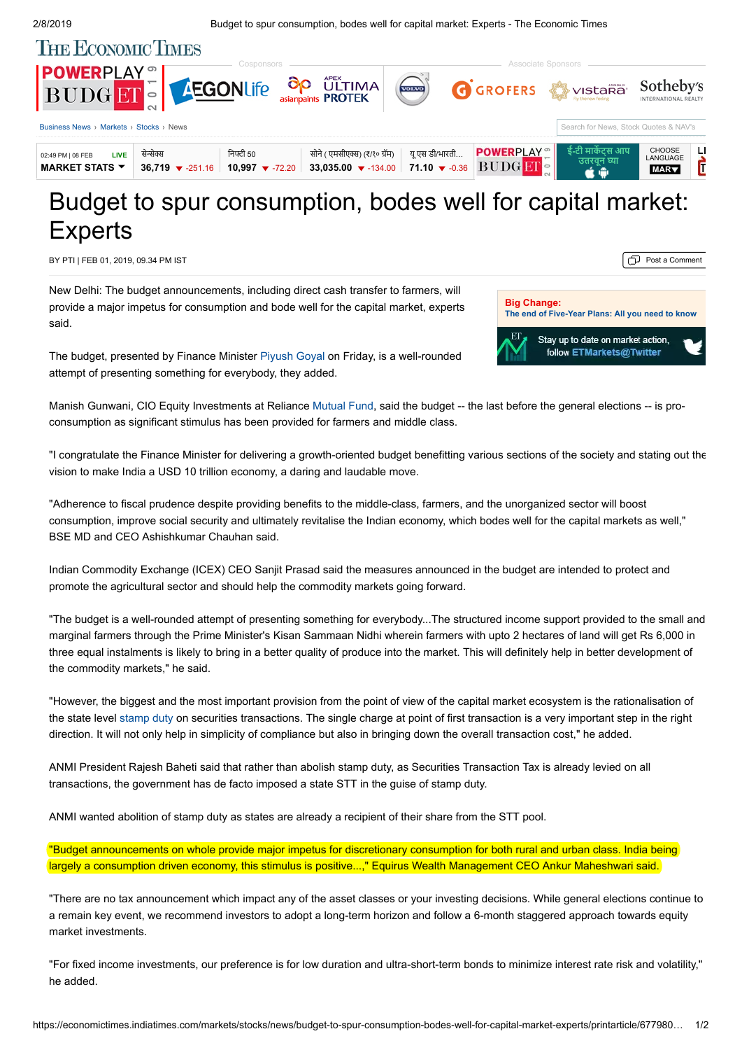# Budget to spur consumption, bodes well for capital market: Experts

BY PTI | FEB 01, 2019, 09.34 PM IST

New Delhi: The budget announcements, including direct cash transfer to farmers, will provide a major impetus for consumption and bode well for the capital market, experts said.

The budget, presented by Finance Minister Piyush Goyal on Friday, is a well-rounded attempt of presenting something for everybody, they added.

Manish Gunwani, CIO Equity Investments at Reliance Mutual Fund, said the budget -- the last before the general elections -- is pro-consumption as significant stimulus has been provided for farmers and middle class.

"I congratulate the Finance Minister for delivering a growth-oriented budget benefitting various sections of the society and stating out the vision to make India a USD 10 trillion economy, a daring and laudable move.

"Adherence to fiscal prudence despite providing benefits to the middle-class, farmers, and the unorganized sector will boost consumption, improve social security and ultimately revitalise the Indian economy, which bodes well for the capital markets as well," BSE MD and CEO Ashishkumar Chauhan said.

Indian Commodity Exchange (ICEX) CEO Sanjit Prasad said the measures announced in the budget are intended to protect and promote the agricultural sector and should help the commodity markets going forward.

"The budget is a well-rounded attempt of presenting something for everybody...The structured income support provided to the small and marginal farmers through the Prime Minister's Kisan Sammaan Nidhi wherein farmers with upto 2 hectares of land will get Rs 6,000 in three equal instalments is likely to bring in a better quality of produce into the market. This will definitely help in better development of the commodity markets," he said.

"However, the biggest and the most important provision from the point of view of the capital market ecosystem is the rationalisation of the state level stamp duty on securities transactions. The single charge at point of first transaction is a very important step in the right direction. It will not only help in simplicity of compliance but also in bringing down the overall transaction cost," he added.

ANMI President Rajesh Baheti said that rather than abolish stamp duty, as Securities Transaction Tax is already levied on all transactions, the government has de facto imposed a state STT in the guise of stamp duty.

ANMI wanted abolition of stamp duty as states are already a recipient of their share from the STT pool.

"Budget announcements on whole provide major impetus for discretionary consumption for both rural and urban class. India being largely a consumption driven economy, this stimulus is positive...," Equirus Wealth Management CEO Ankur Maheshwari said.

"There are no tax announcement which impact any of the asset classes or your investing decisions. While general elections continue to a remain key event, we recommend investors to adopt a long-term horizon and follow a 6-month staggered approach towards equity market investments.

"For fixed income investments, our preference is for low duration and ultra-short-term bonds to minimize interest rate risk and volatility," he added.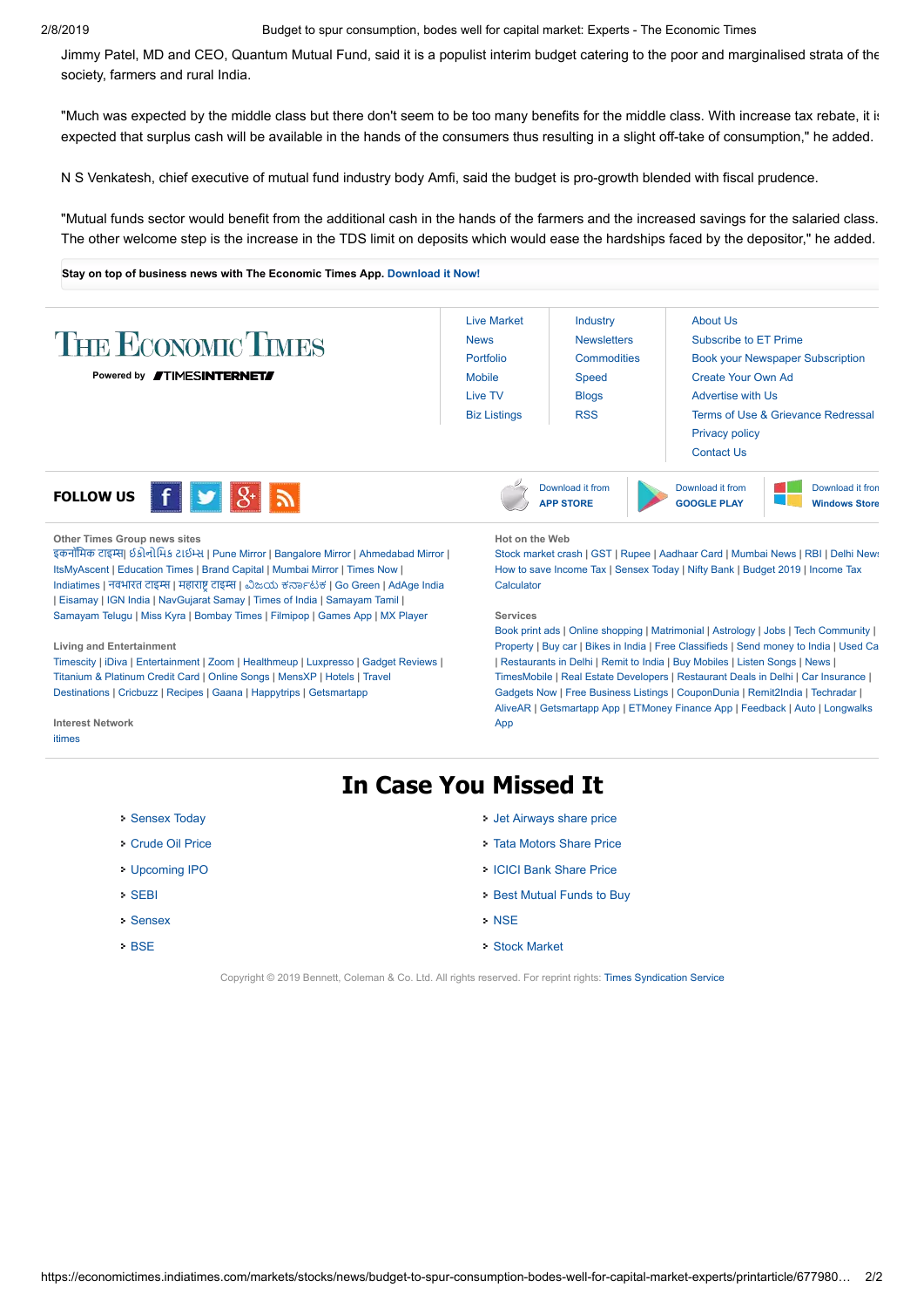Jimmy Patel, MD and CEO, Quantum Mutual Fund, said it is a populist interim budget catering to the poor and marginalised strata of the society, farmers and rural India.

"Much was expected by the middle class but there don't seem to be too many benefits for the middle class. With increase tax rebate, it is expected that surplus cash will be available in the hands of the consumers thus resulting in a slight off-take of consumption," he added.

N S Venkatesh, chief executive of mutual fund industry body Amfi, said the budget is pro-growth blended with fiscal prudence.

"Mutual funds sector would benefit from the additional cash in the hands of the farmers and the increased savings for the salaried class. The other welcome step is the increase in the TDS limit on deposits which would ease the hardships faced by the depositor," he added.

**Stay on top of business news with The Economic Times App. Download it Now!**

THE ECONOMIC TIMES

Powered by TIMESINTERNET

Live Market | News | Portfolio | Mobile | Live TV | Biz Listings

Industry | Newsletters | Commodities | Speed | Blogs | RSS

About Us | Subscribe to ET Prime | Book your Newspaper Subscription | Create Your Own Ad | Advertise with Us | Terms of Use & Grievance Redressal | Privacy policy | Contact Us

**FOLLOW US**

Download it from APP STORE | Download it from GOOGLE PLAY | Download it from Windows Store

**Other Times Group news sites**

इकनॉमिक टाइम्स | ઇકોનોમિક ટાઇમ્સ | Pune Mirror | Bangalore Mirror | Ahmedabad Mirror | ItsMyAscent | Education Times | Brand Capital | Mumbai Mirror | Times Now | Indiatimes | नवभारत टाइम्स | महाराष्ट्र टाइम्स | ವಿಜಯ ಕರ್ನಾಟಕ | Go Green | AdAge India | Eisamay | IGN India | NavGujarat Samay | Times of India | Samayam Tamil | Samayam Telugu | Miss Kyra | Bombay Times | Filmipop | Games App | MX Player

**Living and Entertainment**

Timescity | iDiva | Entertainment | Zoom | Healthmeup | Luxpresso | Gadget Reviews | Titanium & Platinum Credit Card | Online Songs | MensXP | Hotels | Travel Destinations | Cricbuzz | Recipes | Gaana | Happytrips | Getsmartapp

**Interest Network**

itimes

**Hot on the Web**

Stock market crash | GST | Rupee | Aadhaar Card | Mumbai News | RBI | Delhi News | How to save Income Tax | Sensex Today | Nifty Bank | Budget 2019 | Income Tax Calculator

**Services**

Book print ads | Online shopping | Matrimonial | Astrology | Jobs | Tech Community | Property | Buy car | Bikes in India | Free Classifieds | Send money to India | Used Cars | Restaurants in Delhi | Remit to India | Buy Mobiles | Listen Songs | News | TimesMobile | Real Estate Developers | Restaurant Deals in Delhi | Car Insurance | Gadgets Now | Free Business Listings | CouponDunia | Remit2India | Techradar | AliveAR | Getsmartapp App | ETMoney Finance App | Feedback | Auto | Longwalks App

# In Case You Missed It

- Sensex Today
- Crude Oil Price
- Upcoming IPO
- SEBI
- Sensex
- BSE
- Jet Airways share price
- Tata Motors Share Price
- ICICI Bank Share Price
- Best Mutual Funds to Buy
- NSE
- Stock Market

Copyright © 2019 Bennett, Coleman & Co. Ltd. All rights reserved. For reprint rights: Times Syndication Service